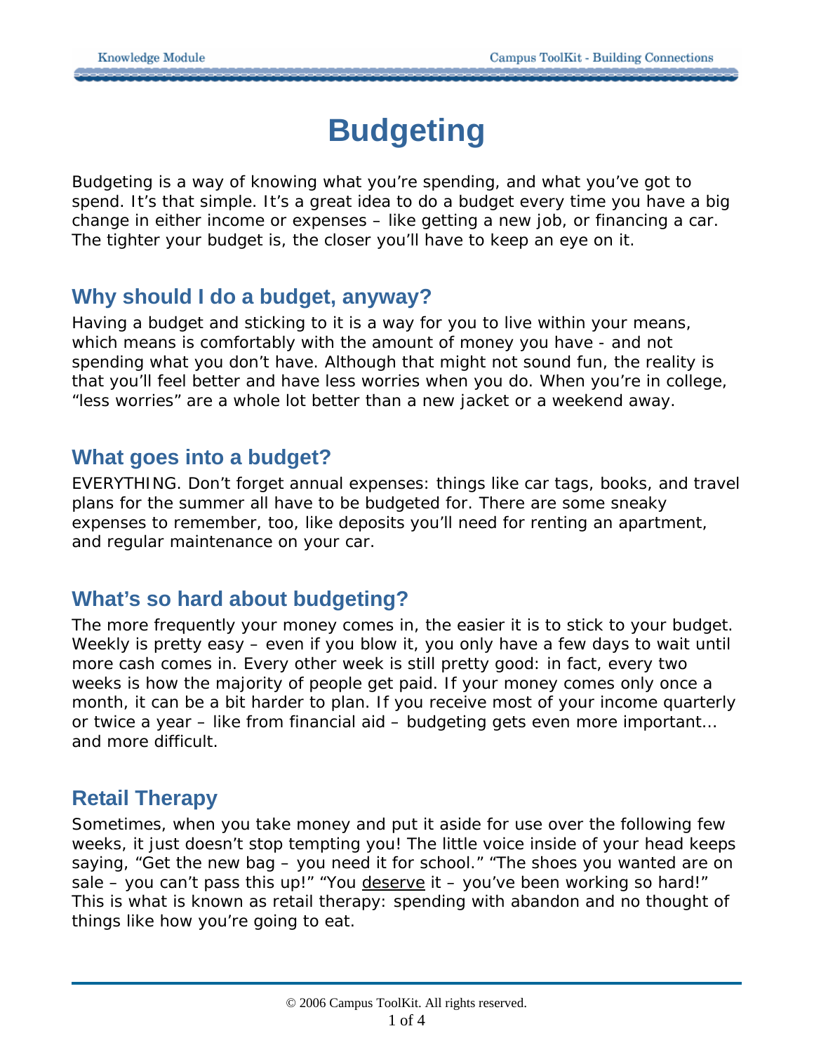# Budgeting

Budgeting is a way of knowing what you're spending, and what you've got to spend. It's that simple. It's a great idea to do a budget every time you have a big change in either income or expenses – like getting a new job, or financing a car. The tighter your budget is, the closer you'll have to keep an eye on it.

## Why should I do a budget, anyway?

Having a budget and sticking to it is a way for you to live within your means, which means is comfortably with the amount of money you have - and not spending what you don't have. Although that might not sound fun, the reality is that you'll feel better and have less worries when you do. When you're in college, "less worries" are a whole lot better than a new jacket or a weekend away.

## What goes into a budget?

EVERYTHING. Don't forget annual expenses: things like car tags, books, and travel plans for the summer all have to be budgeted for. There are some sneaky expenses to remember, too, like deposits you'll need for renting an apartment, and regular maintenance on your car.

## What's so hard about budgeting?

The more frequently your money comes in, the easier it is to stick to your budget. Weekly is pretty easy – even if you blow it, you only have a few days to wait until more cash comes in. Every other week is still pretty good: in fact, every two weeks is how the majority of people get paid. If your money comes only once a month, it can be a bit harder to plan. If you receive most of your income quarterly or twice a year – like from financial aid – budgeting gets even more important… and more difficult.

## Retail Therapy

Sometimes, when you take money and put it aside for use over the following few weeks, it just doesn't stop tempting you! The little voice inside of your head keeps saying, "Get the new bag – you need it for school." "The shoes you wanted are on sale – you can't pass this up!" "You <u>deserve</u> it – you've been working so hard!" This is what is known as retail therapy: spending with abandon and no thought of things like how you're going to eat.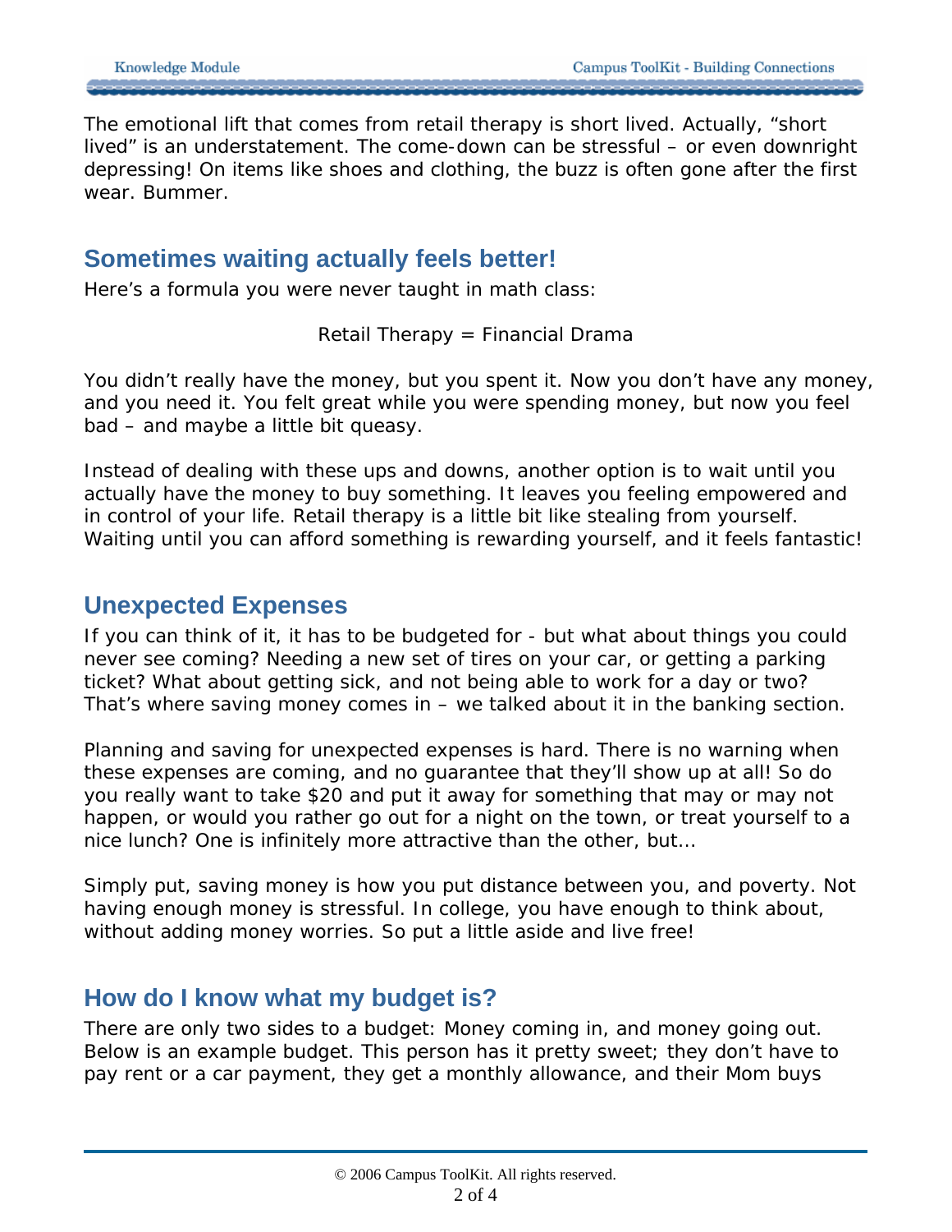The emotional lift that comes from retail therapy is short lived. Actually, “short lived” is an understatement. The come-down can be stressful – or even downright depressing! On items like shoes and clothing, the buzz is often gone after the first wear. Bummer.

## Sometimes waiting actually feels better!

Here’s a formula you were never taught in math class:

Retail Therapy = Financial Drama

You didn’t really have the money, but you spent it. Now you don’t have any money, and you need it. You felt great while you were spending money, but now you feel bad – and maybe a little bit queasy.

Instead of dealing with these ups and downs, another option is to wait until you actually have the money to buy something. It leaves you feeling empowered and in control of your life. Retail therapy is a little bit like stealing from yourself. Waiting until you can afford something is rewarding yourself, and it feels fantastic!

## Unexpected Expenses

If you can think of it, it has to be budgeted for - but what about things you could never see coming? Needing a new set of tires on your car, or getting a parking ticket? What about getting sick, and not being able to work for a day or two? That’s where saving money comes in – we talked about it in the banking section.

Planning and saving for unexpected expenses is hard. There is no warning when these expenses are coming, and no guarantee that they’ll show up at all! So do you really want to take $20 and put it away for something that may or may not happen, or would you rather go out for a night on the town, or treat yourself to a nice lunch? One is infinitely more attractive than the other, but…

Simply put, saving money is how you put distance between you, and poverty. Not having enough money is stressful. In college, you have enough to think about, without adding money worries. So put a little aside and live free!

## How do I know what my budget is?

There are only two sides to a budget: Money coming in, and money going out. Below is an example budget. This person has it pretty sweet; they don’t have to pay rent or a car payment, they get a monthly allowance, and their Mom buys